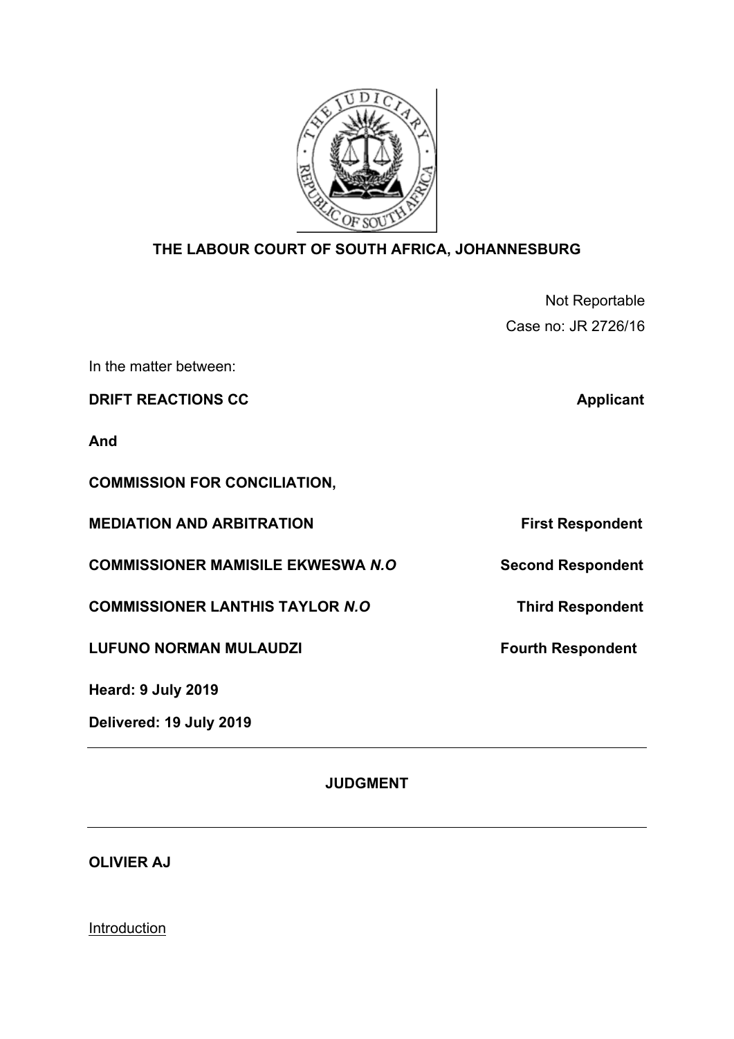**THE LABOUR COURT OF SOUTH AFRICA, JOHANNESBURG**

Not Reportable

Case no: JR 2726/16

In the matter between:

**DRIFT REACTIONS CC** — **Applicant**

**And**

**COMMISSION FOR CONCILIATION, MEDIATION AND ARBITRATION** — **First Respondent**

**COMMISSIONER MAMISILE EKWESWA *N.O*** — **Second Respondent**

**COMMISSIONER LANTHIS TAYLOR *N.O*** — **Third Respondent**

**LUFUNO NORMAN MULAUDZI** — **Fourth Respondent**

**Heard: 9 July 2019**

**Delivered: 19 July 2019**

---

**JUDGMENT**

---

**OLIVIER AJ**

Introduction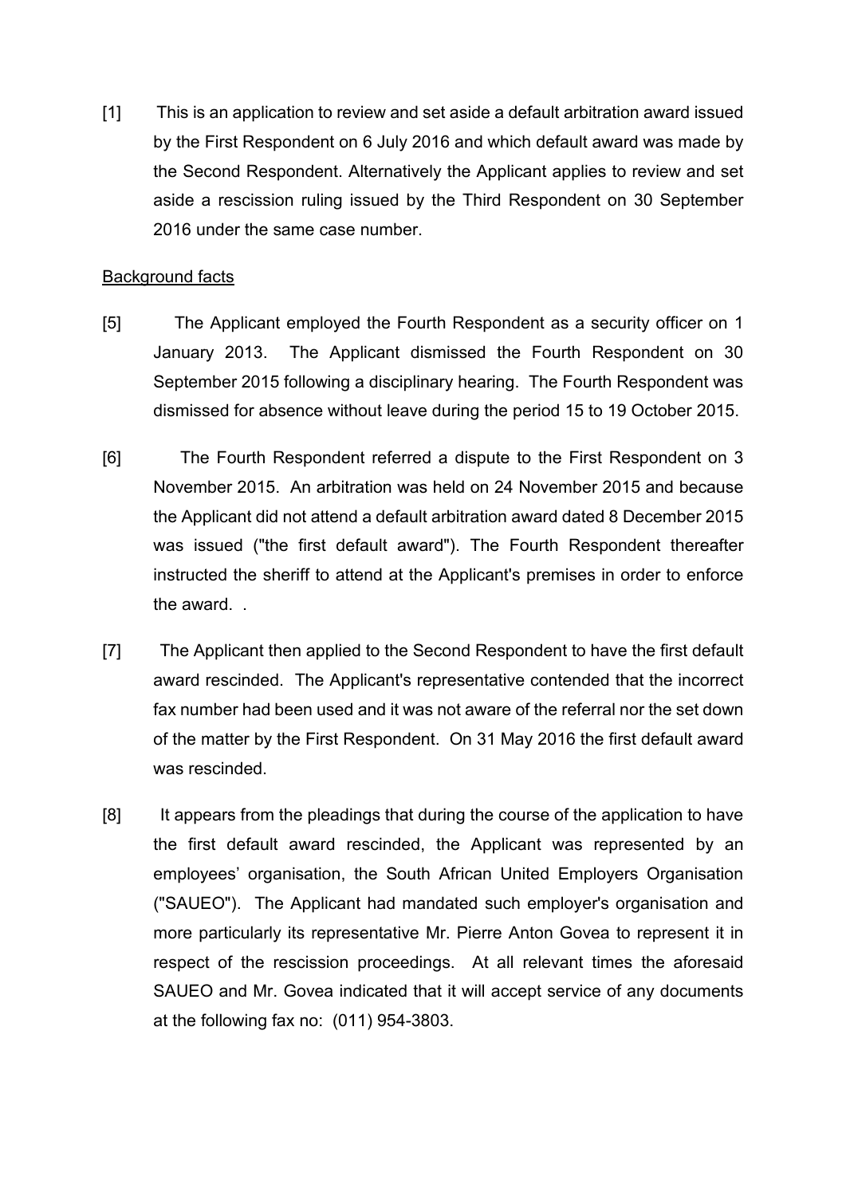[1] This is an application to review and set aside a default arbitration award issued by the First Respondent on 6 July 2016 and which default award was made by the Second Respondent. Alternatively the Applicant applies to review and set aside a rescission ruling issued by the Third Respondent on 30 September 2016 under the same case number.

<u>Background facts</u>

[5] The Applicant employed the Fourth Respondent as a security officer on 1 January 2013. The Applicant dismissed the Fourth Respondent on 30 September 2015 following a disciplinary hearing. The Fourth Respondent was dismissed for absence without leave during the period 15 to 19 October 2015.

[6] The Fourth Respondent referred a dispute to the First Respondent on 3 November 2015. An arbitration was held on 24 November 2015 and because the Applicant did not attend a default arbitration award dated 8 December 2015 was issued ("the first default award"). The Fourth Respondent thereafter instructed the sheriff to attend at the Applicant's premises in order to enforce the award. .

[7] The Applicant then applied to the Second Respondent to have the first default award rescinded. The Applicant's representative contended that the incorrect fax number had been used and it was not aware of the referral nor the set down of the matter by the First Respondent. On 31 May 2016 the first default award was rescinded.

[8] It appears from the pleadings that during the course of the application to have the first default award rescinded, the Applicant was represented by an employees' organisation, the South African United Employers Organisation ("SAUEO"). The Applicant had mandated such employer's organisation and more particularly its representative Mr. Pierre Anton Govea to represent it in respect of the rescission proceedings. At all relevant times the aforesaid SAUEO and Mr. Govea indicated that it will accept service of any documents at the following fax no: (011) 954-3803.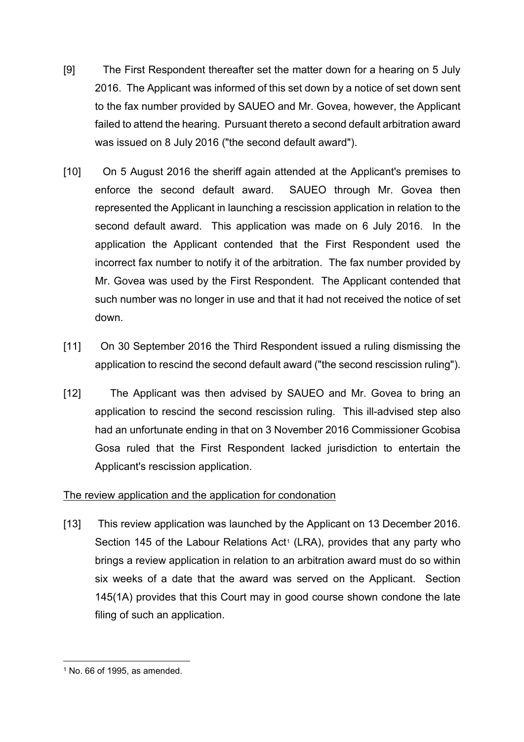[9] The First Respondent thereafter set the matter down for a hearing on 5 July 2016. The Applicant was informed of this set down by a notice of set down sent to the fax number provided by SAUEO and Mr. Govea, however, the Applicant failed to attend the hearing. Pursuant thereto a second default arbitration award was issued on 8 July 2016 ("the second default award").

[10] On 5 August 2016 the sheriff again attended at the Applicant's premises to enforce the second default award. SAUEO through Mr. Govea then represented the Applicant in launching a rescission application in relation to the second default award. This application was made on 6 July 2016. In the application the Applicant contended that the First Respondent used the incorrect fax number to notify it of the arbitration. The fax number provided by Mr. Govea was used by the First Respondent. The Applicant contended that such number was no longer in use and that it had not received the notice of set down.

[11] On 30 September 2016 the Third Respondent issued a ruling dismissing the application to rescind the second default award ("the second rescission ruling").

[12] The Applicant was then advised by SAUEO and Mr. Govea to bring an application to rescind the second rescission ruling. This ill-advised step also had an unfortunate ending in that on 3 November 2016 Commissioner Gcobisa Gosa ruled that the First Respondent lacked jurisdiction to entertain the Applicant's rescission application.

<u>The review application and the application for condonation</u>

[13] This review application was launched by the Applicant on 13 December 2016. Section 145 of the Labour Relations Act[1] (LRA), provides that any party who brings a review application in relation to an arbitration award must do so within six weeks of a date that the award was served on the Applicant. Section 145(1A) provides that this Court may in good course shown condone the late filing of such an application.

---

[1] No. 66 of 1995, as amended.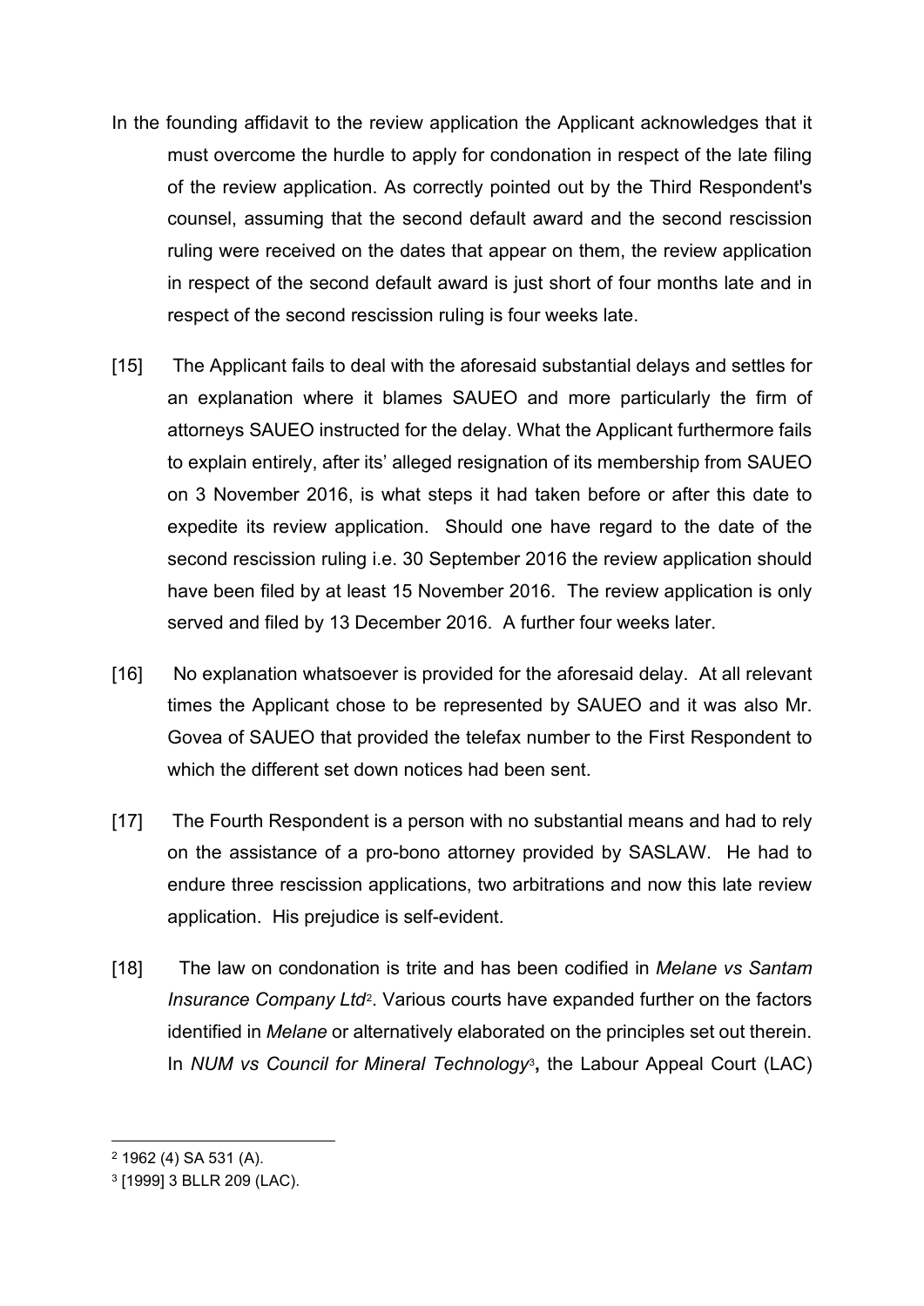In the founding affidavit to the review application the Applicant acknowledges that it must overcome the hurdle to apply for condonation in respect of the late filing of the review application. As correctly pointed out by the Third Respondent's counsel, assuming that the second default award and the second rescission ruling were received on the dates that appear on them, the review application in respect of the second default award is just short of four months late and in respect of the second rescission ruling is four weeks late.

[15] The Applicant fails to deal with the aforesaid substantial delays and settles for an explanation where it blames SAUEO and more particularly the firm of attorneys SAUEO instructed for the delay. What the Applicant furthermore fails to explain entirely, after its' alleged resignation of its membership from SAUEO on 3 November 2016, is what steps it had taken before or after this date to expedite its review application. Should one have regard to the date of the second rescission ruling i.e. 30 September 2016 the review application should have been filed by at least 15 November 2016. The review application is only served and filed by 13 December 2016. A further four weeks later.

[16] No explanation whatsoever is provided for the aforesaid delay. At all relevant times the Applicant chose to be represented by SAUEO and it was also Mr. Govea of SAUEO that provided the telefax number to the First Respondent to which the different set down notices had been sent.

[17] The Fourth Respondent is a person with no substantial means and had to rely on the assistance of a pro-bono attorney provided by SASLAW. He had to endure three rescission applications, two arbitrations and now this late review application. His prejudice is self-evident.

[18] The law on condonation is trite and has been codified in *Melane vs Santam Insurance Company Ltd*[2]. Various courts have expanded further on the factors identified in *Melane* or alternatively elaborated on the principles set out therein. In *NUM vs Council for Mineral Technology*[3]**,** the Labour Appeal Court (LAC)

---

[2] 1962 (4) SA 531 (A).

[3] [1999] 3 BLLR 209 (LAC).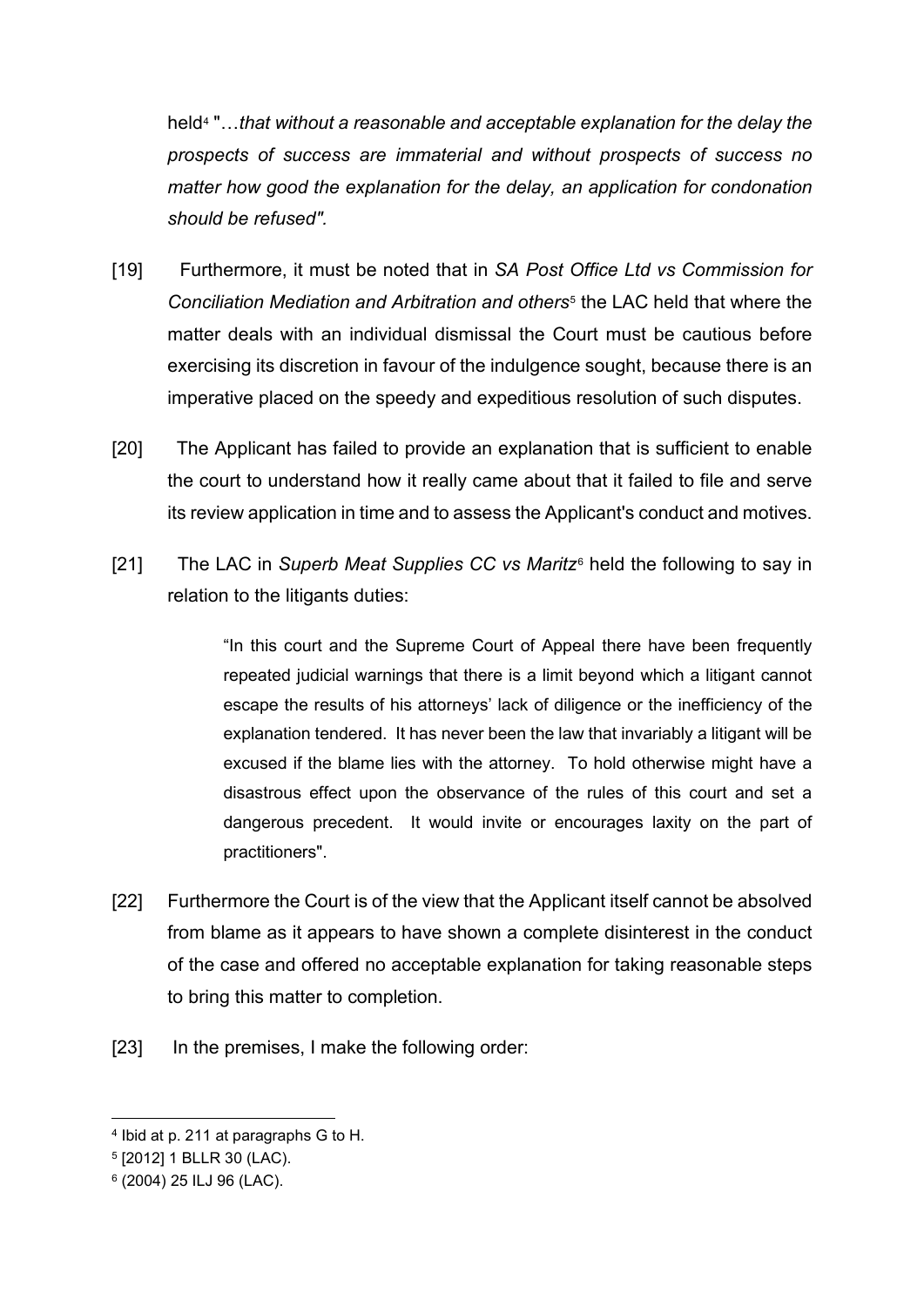held[4] "…*that without a reasonable and acceptable explanation for the delay the prospects of success are immaterial and without prospects of success no matter how good the explanation for the delay, an application for condonation should be refused".*

[19] Furthermore, it must be noted that in *SA Post Office Ltd vs Commission for Conciliation Mediation and Arbitration and others*[5] the LAC held that where the matter deals with an individual dismissal the Court must be cautious before exercising its discretion in favour of the indulgence sought, because there is an imperative placed on the speedy and expeditious resolution of such disputes.

[20] The Applicant has failed to provide an explanation that is sufficient to enable the court to understand how it really came about that it failed to file and serve its review application in time and to assess the Applicant's conduct and motives.

[21] The LAC in *Superb Meat Supplies CC vs Maritz*[6] held the following to say in relation to the litigants duties:

> "In this court and the Supreme Court of Appeal there have been frequently repeated judicial warnings that there is a limit beyond which a litigant cannot escape the results of his attorneys' lack of diligence or the inefficiency of the explanation tendered. It has never been the law that invariably a litigant will be excused if the blame lies with the attorney. To hold otherwise might have a disastrous effect upon the observance of the rules of this court and set a dangerous precedent. It would invite or encourages laxity on the part of practitioners".

[22] Furthermore the Court is of the view that the Applicant itself cannot be absolved from blame as it appears to have shown a complete disinterest in the conduct of the case and offered no acceptable explanation for taking reasonable steps to bring this matter to completion.

[23] In the premises, I make the following order:

---

[4] Ibid at p. 211 at paragraphs G to H.

[5] [2012] 1 BLLR 30 (LAC).

[6] (2004) 25 ILJ 96 (LAC).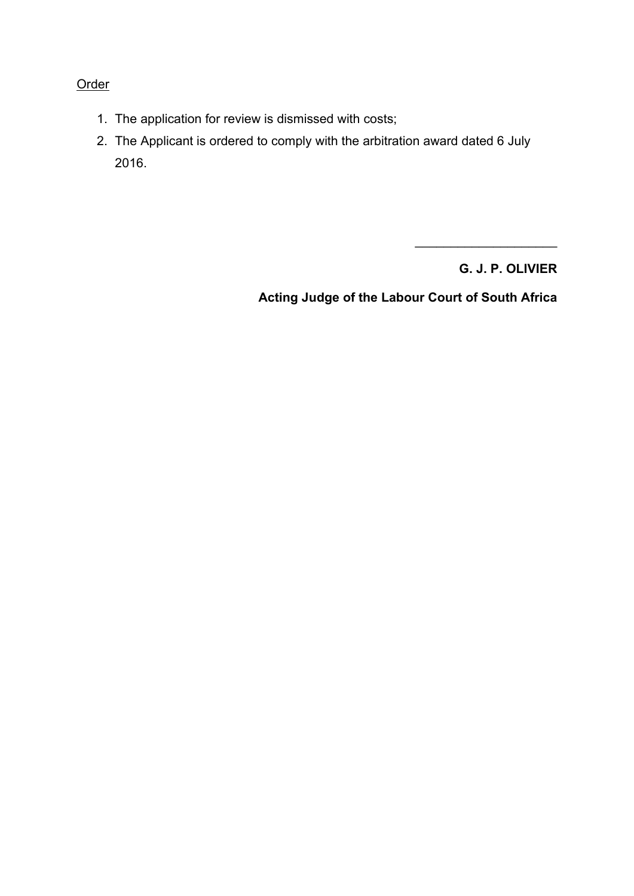<u>Order</u>

1. The application for review is dismissed with costs;
2. The Applicant is ordered to comply with the arbitration award dated 6 July 2016.

\_\_\_\_\_\_\_\_\_\_\_\_\_\_\_\_\_\_\_\_

**G. J. P. OLIVIER**

**Acting Judge of the Labour Court of South Africa**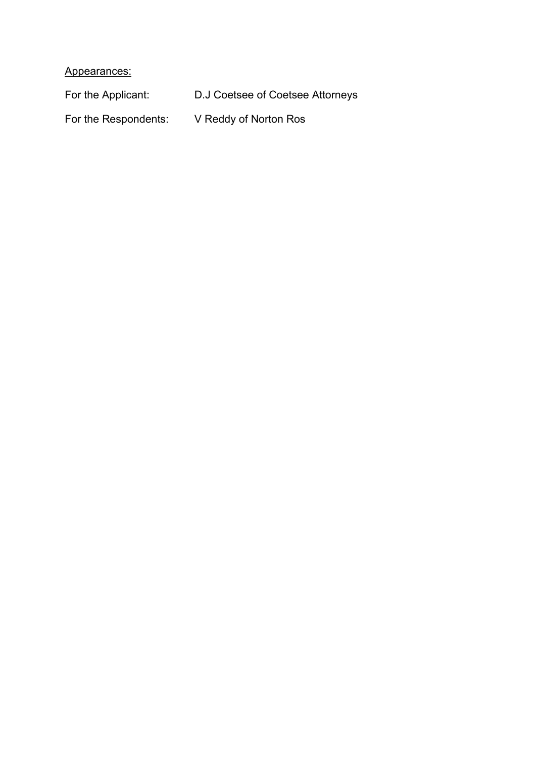<u>Appearances:</u>

For the Applicant: D.J Coetsee of Coetsee Attorneys

For the Respondents: V Reddy of Norton Ros